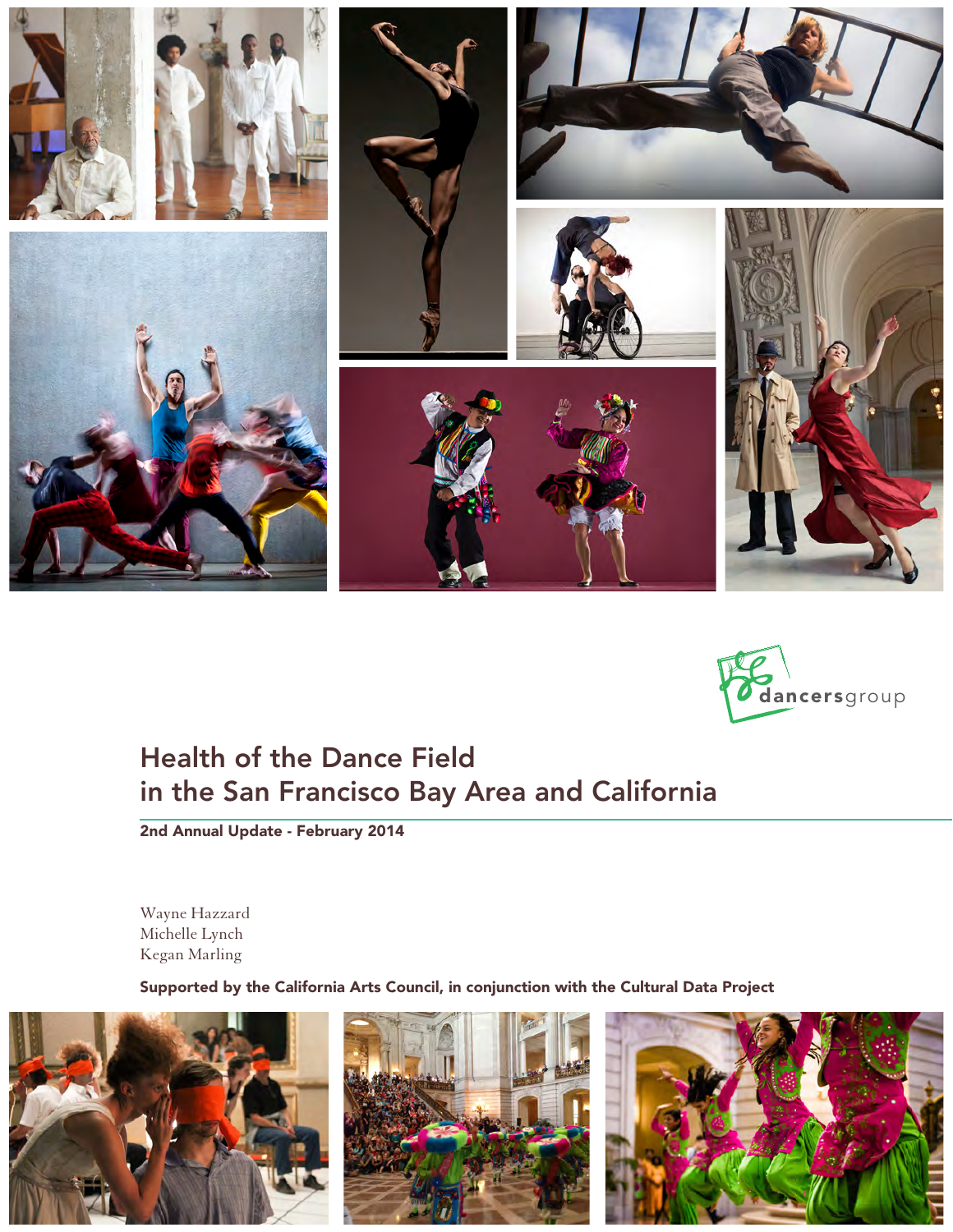dancersgroup

# Health of the Dance Field in the San Francisco Bay Area and California

**2nd Annual Update - February 2014**

Wayne Hazzard
Michelle Lynch
Kegan Marling

**Supported by the California Arts Council, in conjunction with the Cultural Data Project**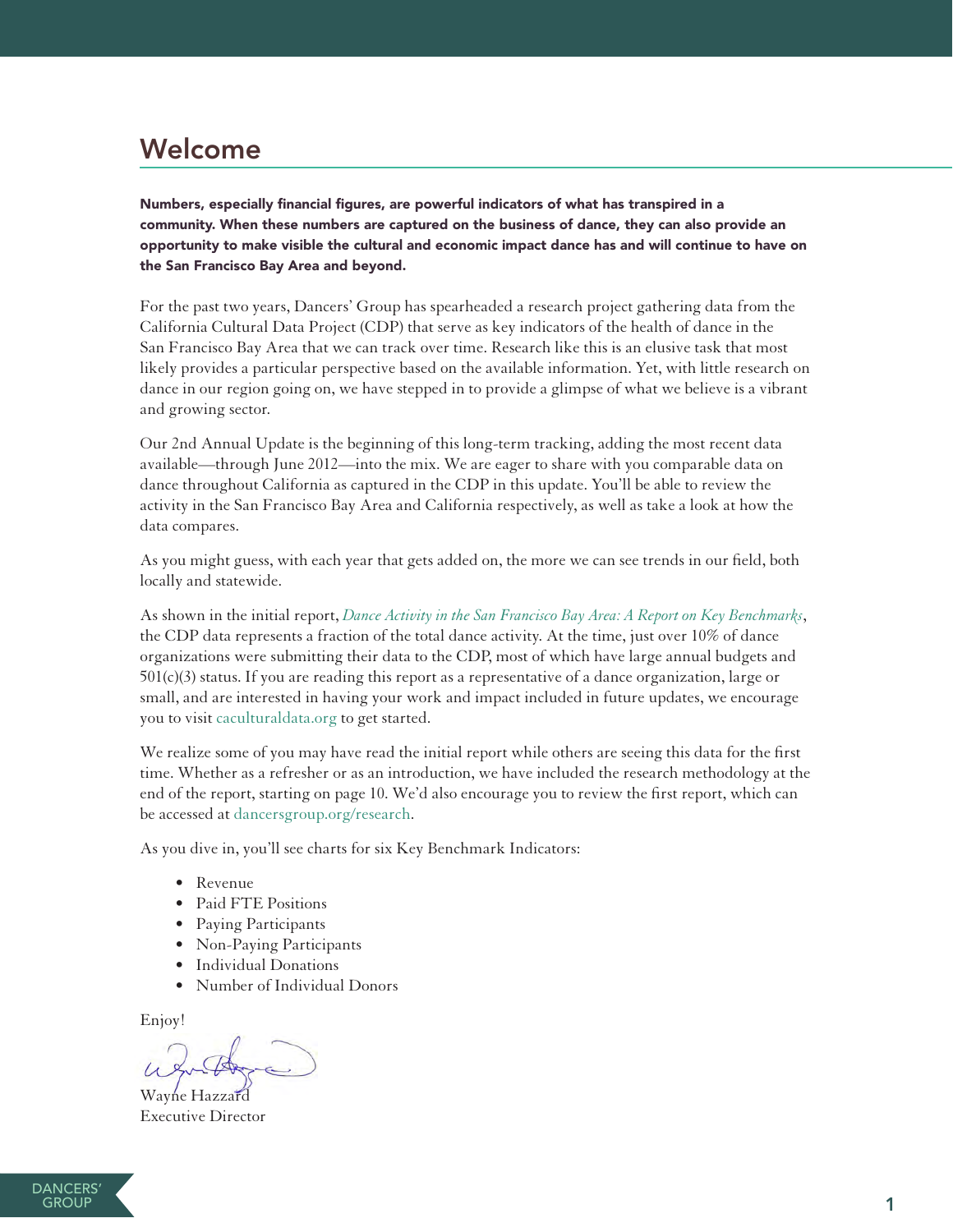# Welcome

**Numbers, especially financial figures, are powerful indicators of what has transpired in a community. When these numbers are captured on the business of dance, they can also provide an opportunity to make visible the cultural and economic impact dance has and will continue to have on the San Francisco Bay Area and beyond.**

For the past two years, Dancers' Group has spearheaded a research project gathering data from the California Cultural Data Project (CDP) that serve as key indicators of the health of dance in the San Francisco Bay Area that we can track over time. Research like this is an elusive task that most likely provides a particular perspective based on the available information. Yet, with little research on dance in our region going on, we have stepped in to provide a glimpse of what we believe is a vibrant and growing sector.

Our 2nd Annual Update is the beginning of this long-term tracking, adding the most recent data available—through June 2012—into the mix. We are eager to share with you comparable data on dance throughout California as captured in the CDP in this update. You'll be able to review the activity in the San Francisco Bay Area and California respectively, as well as take a look at how the data compares.

As you might guess, with each year that gets added on, the more we can see trends in our field, both locally and statewide.

As shown in the initial report, *Dance Activity in the San Francisco Bay Area: A Report on Key Benchmarks*, the CDP data represents a fraction of the total dance activity. At the time, just over 10% of dance organizations were submitting their data to the CDP, most of which have large annual budgets and 501(c)(3) status. If you are reading this report as a representative of a dance organization, large or small, and are interested in having your work and impact included in future updates, we encourage you to visit caculturaldata.org to get started.

We realize some of you may have read the initial report while others are seeing this data for the first time. Whether as a refresher or as an introduction, we have included the research methodology at the end of the report, starting on page 10. We'd also encourage you to review the first report, which can be accessed at dancersgroup.org/research.

As you dive in, you'll see charts for six Key Benchmark Indicators:

- Revenue
- Paid FTE Positions
- Paying Participants
- Non-Paying Participants
- Individual Donations
- Number of Individual Donors

Enjoy!

Wayne Hazzard
Executive Director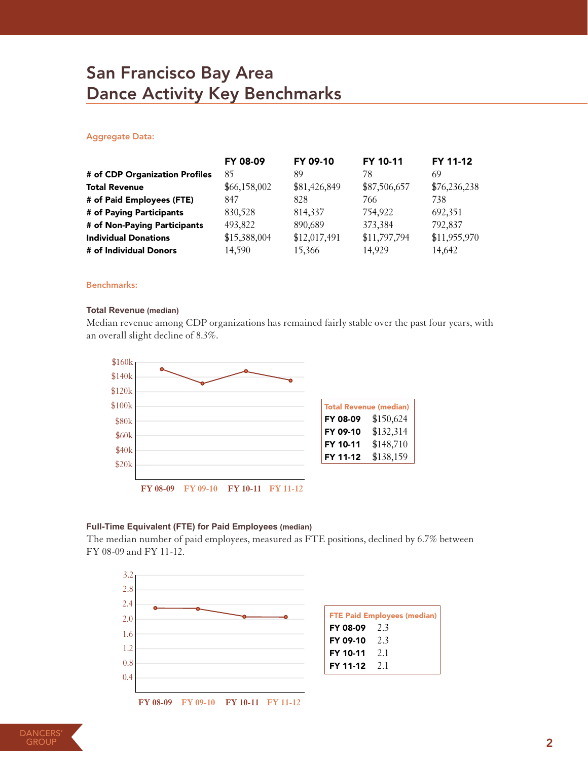# San Francisco Bay Area Dance Activity Key Benchmarks

## Aggregate Data:

| | FY 08-09 | FY 09-10 | FY 10-11 | FY 11-12 |
|---|---|---|---|---|
| **# of CDP Organization Profiles** | 85 | 89 | 78 | 69 |
| **Total Revenue** | $66,158,002 | $81,426,849 | $87,506,657 | $76,236,238 |
| **# of Paid Employees (FTE)** | 847 | 828 | 766 | 738 |
| **# of Paying Participants** | 830,528 | 814,337 | 754,922 | 692,351 |
| **# of Non-Paying Participants** | 493,822 | 890,689 | 373,384 | 792,837 |
| **Individual Donations** | $15,388,004 | $12,017,491 | $11,797,794 | $11,955,970 |
| **# of Individual Donors** | 14,590 | 15,366 | 14,929 | 14,642 |

## Benchmarks:

### Total Revenue (median)

Median revenue among CDP organizations has remained fairly stable over the past four years, with an overall slight decline of 8.3%.

| Total Revenue (median) | |
|---|---|
| **FY 08-09** | $150,624 |
| **FY 09-10** | $132,314 |
| **FY 10-11** | $148,710 |
| **FY 11-12** | $138,159 |

### Full-Time Equivalent (FTE) for Paid Employees (median)

The median number of paid employees, measured as FTE positions, declined by 6.7% between FY 08-09 and FY 11-12.

| FTE Paid Employees (median) | |
|---|---|
| **FY 08-09** | 2.3 |
| **FY 09-10** | 2.3 |
| **FY 10-11** | 2.1 |
| **FY 11-12** | 2.1 |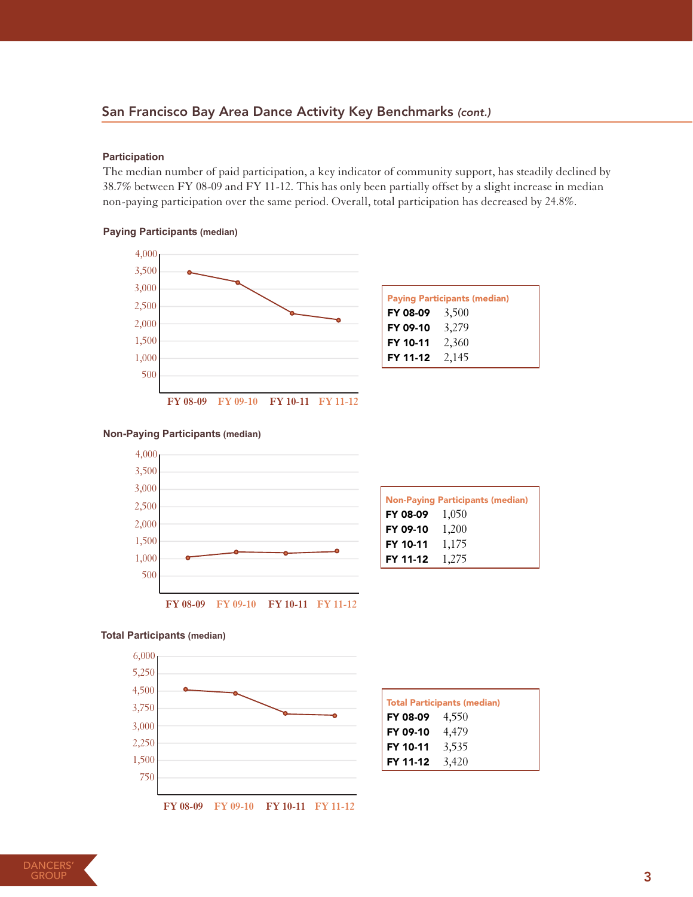## San Francisco Bay Area Dance Activity Key Benchmarks *(cont.)*

### Participation

The median number of paid participation, a key indicator of community support, has steadily declined by 38.7% between FY 08-09 and FY 11-12. This has only been partially offset by a slight increase in median non-paying participation over the same period. Overall, total participation has decreased by 24.8%.

**Paying Participants** (median)

| Paying Participants (median) | |
|---|---|
| **FY 08-09** | 3,500 |
| **FY 09-10** | 3,279 |
| **FY 10-11** | 2,360 |
| **FY 11-12** | 2,145 |

**Non-Paying Participants** (median)

| Non-Paying Participants (median) | |
|---|---|
| **FY 08-09** | 1,050 |
| **FY 09-10** | 1,200 |
| **FY 10-11** | 1,175 |
| **FY 11-12** | 1,275 |

**Total Participants** (median)

| Total Participants (median) | |
|---|---|
| **FY 08-09** | 4,550 |
| **FY 09-10** | 4,479 |
| **FY 10-11** | 3,535 |
| **FY 11-12** | 3,420 |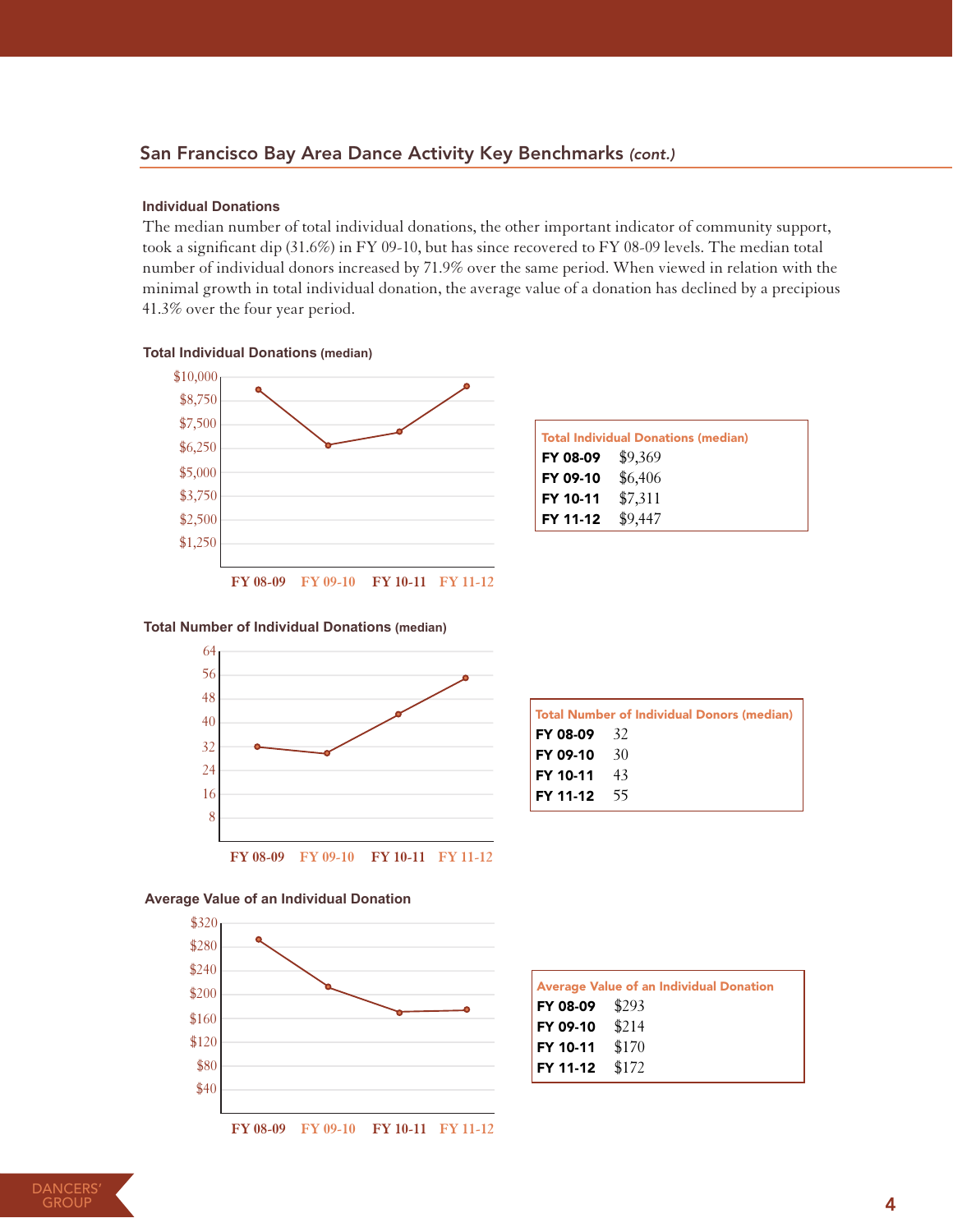## San Francisco Bay Area Dance Activity Key Benchmarks *(cont.)*

#### Individual Donations

The median number of total individual donations, the other important indicator of community support, took a significant dip (31.6%) in FY 09-10, but has since recovered to FY 08-09 levels. The median total number of individual donors increased by 71.9% over the same period. When viewed in relation with the minimal growth in total individual donation, the average value of a donation has declined by a precipious 41.3% over the four year period.

**Total Individual Donations (median)**

| Total Individual Donations (median) | |
|---|---|
| **FY 08-09** | $9,369 |
| **FY 09-10** | $6,406 |
| **FY 10-11** | $7,311 |
| **FY 11-12** | $9,447 |

**Total Number of Individual Donations (median)**

| Total Number of Individual Donors (median) | |
|---|---|
| **FY 08-09** | 32 |
| **FY 09-10** | 30 |
| **FY 10-11** | 43 |
| **FY 11-12** | 55 |

**Average Value of an Individual Donation**

| Average Value of an Individual Donation | |
|---|---|
| **FY 08-09** | $293 |
| **FY 09-10** | $214 |
| **FY 10-11** | $170 |
| **FY 11-12** | $172 |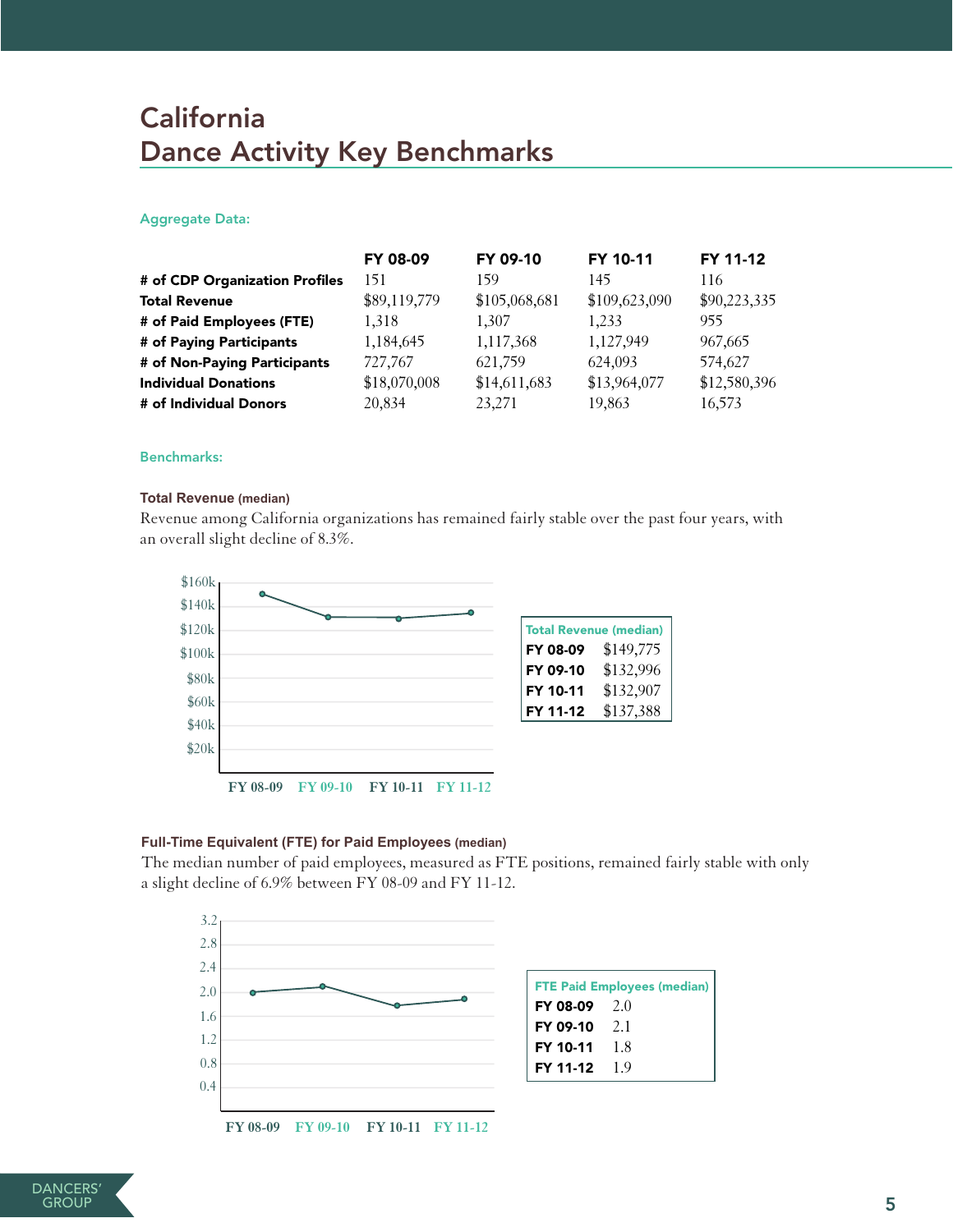# California
# Dance Activity Key Benchmarks

### Aggregate Data:

| | FY 08-09 | FY 09-10 | FY 10-11 | FY 11-12 |
|---|---|---|---|---|
| **# of CDP Organization Profiles** | 151 | 159 | 145 | 116 |
| **Total Revenue** | $89,119,779 | $105,068,681 | $109,623,090 | $90,223,335 |
| **# of Paid Employees (FTE)** | 1,318 | 1,307 | 1,233 | 955 |
| **# of Paying Participants** | 1,184,645 | 1,117,368 | 1,127,949 | 967,665 |
| **# of Non-Paying Participants** | 727,767 | 621,759 | 624,093 | 574,627 |
| **Individual Donations** | $18,070,008 | $14,611,683 | $13,964,077 | $12,580,396 |
| **# of Individual Donors** | 20,834 | 23,271 | 19,863 | 16,573 |

### Benchmarks:

**Total Revenue (median)**

Revenue among California organizations has remained fairly stable over the past four years, with an overall slight decline of 8.3%.

| Total Revenue (median) | |
|---|---|
| **FY 08-09** | $149,775 |
| **FY 09-10** | $132,996 |
| **FY 10-11** | $132,907 |
| **FY 11-12** | $137,388 |

**Full-Time Equivalent (FTE) for Paid Employees (median)**

The median number of paid employees, measured as FTE positions, remained fairly stable with only a slight decline of 6.9% between FY 08-09 and FY 11-12.

| FTE Paid Employees (median) | |
|---|---|
| **FY 08-09** | 2.0 |
| **FY 09-10** | 2.1 |
| **FY 10-11** | 1.8 |
| **FY 11-12** | 1.9 |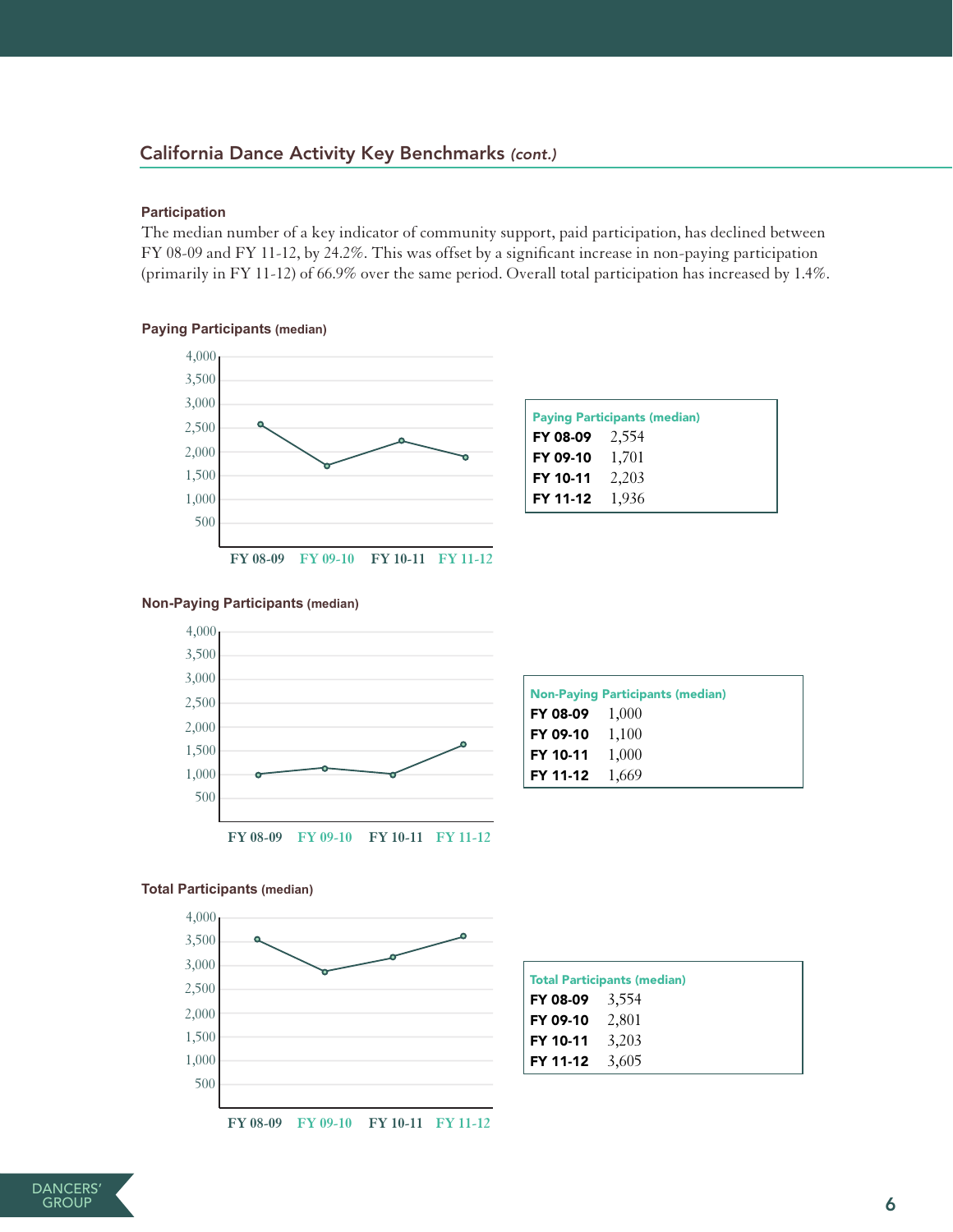## California Dance Activity Key Benchmarks *(cont.)*

### Participation

The median number of a key indicator of community support, paid participation, has declined between FY 08-09 and FY 11-12, by 24.2%. This was offset by a significant increase in non-paying participation (primarily in FY 11-12) of 66.9% over the same period. Overall total participation has increased by 1.4%.

**Paying Participants (median)**

| Paying Participants (median) | |
|---|---|
| **FY 08-09** | 2,554 |
| **FY 09-10** | 1,701 |
| **FY 10-11** | 2,203 |
| **FY 11-12** | 1,936 |

**Non-Paying Participants (median)**

| Non-Paying Participants (median) | |
|---|---|
| **FY 08-09** | 1,000 |
| **FY 09-10** | 1,100 |
| **FY 10-11** | 1,000 |
| **FY 11-12** | 1,669 |

**Total Participants (median)**

| Total Participants (median) | |
|---|---|
| **FY 08-09** | 3,554 |
| **FY 09-10** | 2,801 |
| **FY 10-11** | 3,203 |
| **FY 11-12** | 3,605 |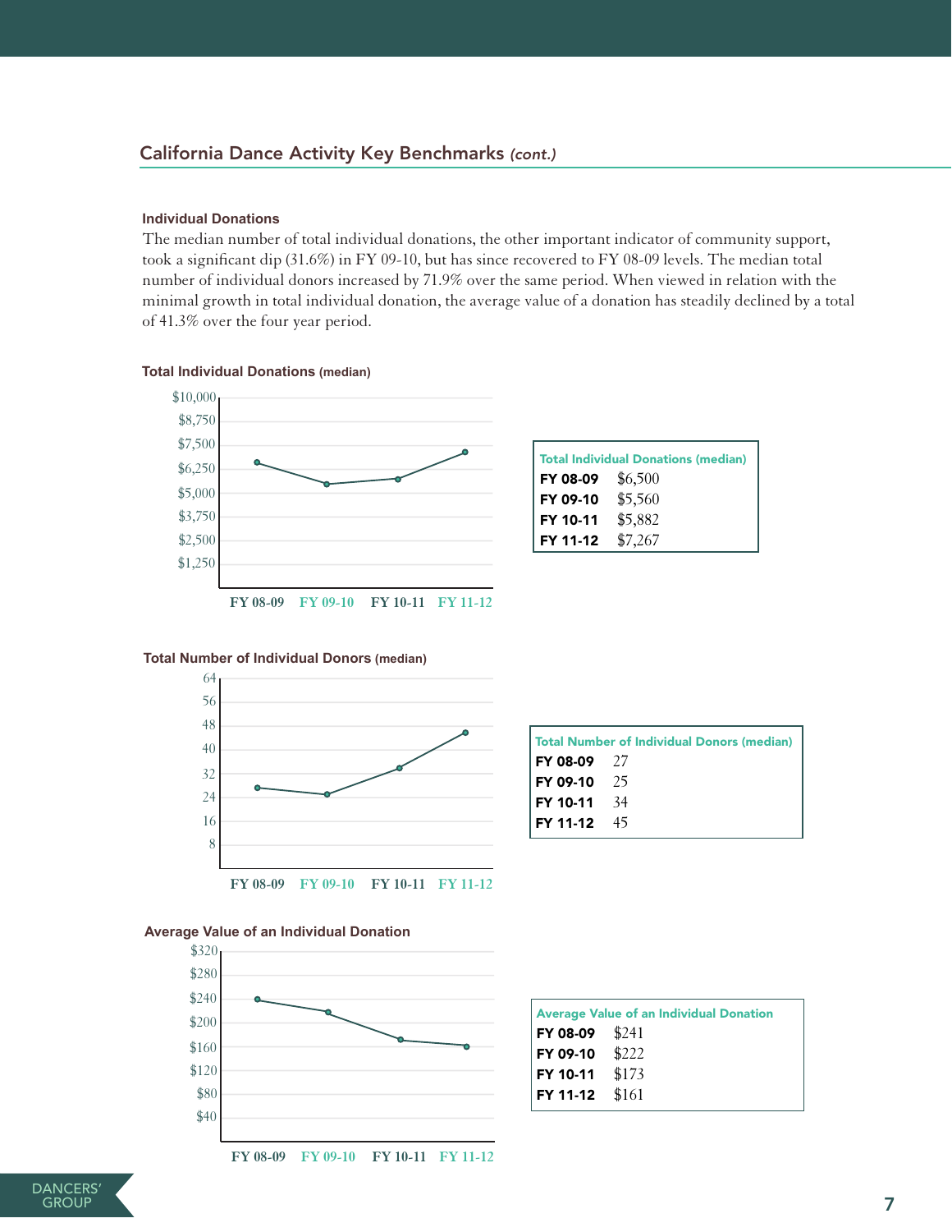## California Dance Activity Key Benchmarks *(cont.)*

### Individual Donations

The median number of total individual donations, the other important indicator of community support, took a significant dip (31.6%) in FY 09-10, but has since recovered to FY 08-09 levels. The median total number of individual donors increased by 71.9% over the same period. When viewed in relation with the minimal growth in total individual donation, the average value of a donation has steadily declined by a total of 41.3% over the four year period.

**Total Individual Donations (median)**

| Total Individual Donations (median) | |
|---|---|
| **FY 08-09** | $6,500 |
| **FY 09-10** | $5,560 |
| **FY 10-11** | $5,882 |
| **FY 11-12** | $7,267 |

**Total Number of Individual Donors (median)**

| Total Number of Individual Donors (median) | |
|---|---|
| **FY 08-09** | 27 |
| **FY 09-10** | 25 |
| **FY 10-11** | 34 |
| **FY 11-12** | 45 |

**Average Value of an Individual Donation**

| Average Value of an Individual Donation | |
|---|---|
| **FY 08-09** | $241 |
| **FY 09-10** | $222 |
| **FY 10-11** | $173 |
| **FY 11-12** | $161 |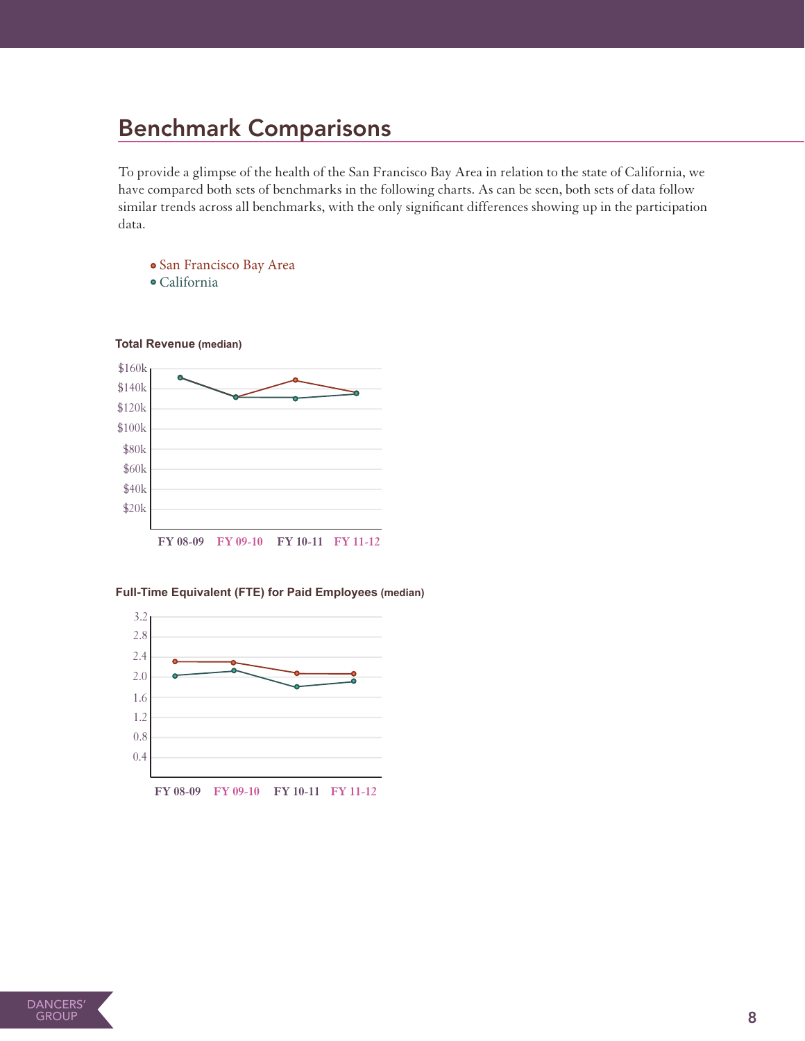## Benchmark Comparisons

To provide a glimpse of the health of the San Francisco Bay Area in relation to the state of California, we have compared both sets of benchmarks in the following charts. As can be seen, both sets of data follow similar trends across all benchmarks, with the only significant differences showing up in the participation data.

- San Francisco Bay Area
- California

**Total Revenue** (median)

$160k
$140k
$120k
$100k
$80k
$60k
$40k
$20k

FY 08-09 FY 09-10 FY 10-11 FY 11-12

**Full-Time Equivalent (FTE) for Paid Employees** (median)

3.2
2.8
2.4
2.0
1.6
1.2
0.8
0.4

FY 08-09 FY 09-10 FY 10-11 FY 11-12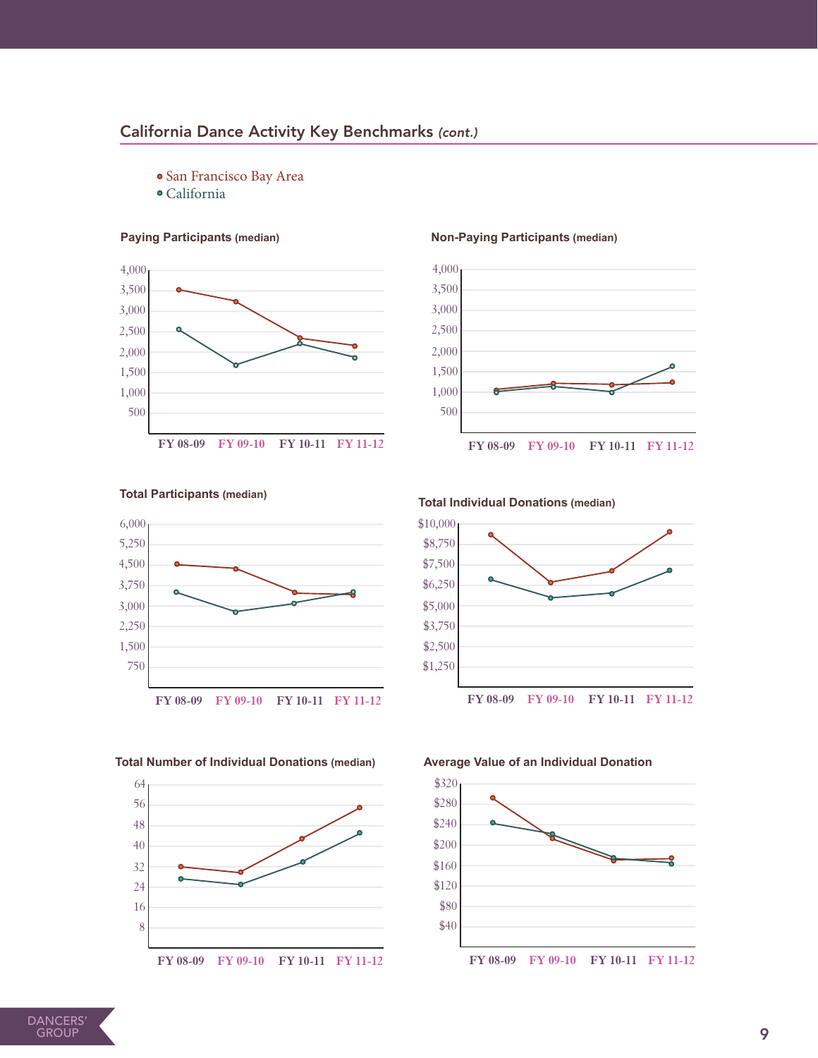## California Dance Activity Key Benchmarks *(cont.)*

- San Francisco Bay Area
- California

**Paying Participants** (median)

4,000
3,500
3,000
2,500
2,000
1,500
1,000
500

FY 08-09 FY 09-10 FY 10-11 FY 11-12

**Non-Paying Participants** (median)

4,000
3,500
3,000
2,500
2,000
1,500
1,000
500

FY 08-09 FY 09-10 FY 10-11 FY 11-12

**Total Participants** (median)

6,000
5,250
4,500
3,750
3,000
2,250
1,500
750

FY 08-09 FY 09-10 FY 10-11 FY 11-12

**Total Individual Donations** (median)

$10,000
$8,750
$7,500
$6,250
$5,000
$3,750
$2,500
$1,250

FY 08-09 FY 09-10 FY 10-11 FY 11-12

**Total Number of Individual Donations** (median)

64
56
48
40
32
24
16
8

FY 08-09 FY 09-10 FY 10-11 FY 11-12

**Average Value of an Individual Donation**

$320
$280
$240
$200
$160
$120
$80
$40

FY 08-09 FY 09-10 FY 10-11 FY 11-12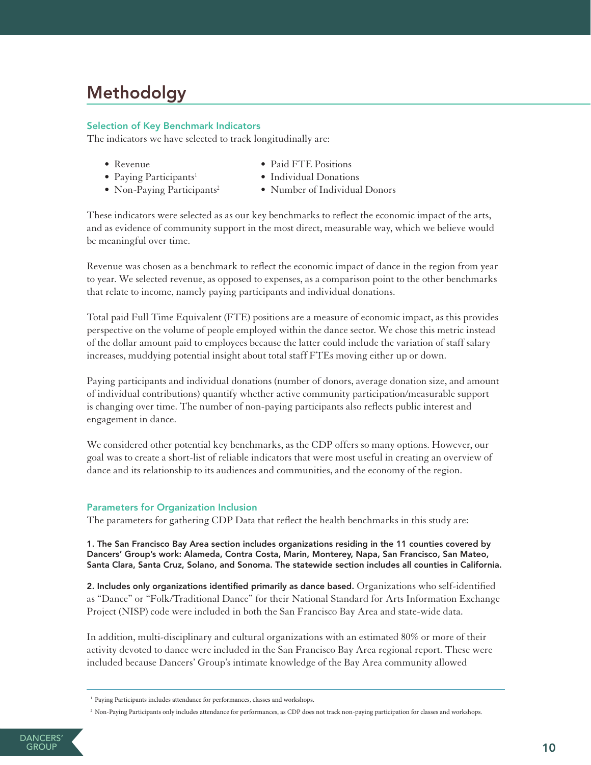# Methodolgy

### Selection of Key Benchmark Indicators

The indicators we have selected to track longitudinally are:

- Revenue
- Paying Participants[1]
- Non-Paying Participants[2]
- Paid FTE Positions
- Individual Donations
- Number of Individual Donors

These indicators were selected as as our key benchmarks to reflect the economic impact of the arts, and as evidence of community support in the most direct, measurable way, which we believe would be meaningful over time.

Revenue was chosen as a benchmark to reflect the economic impact of dance in the region from year to year. We selected revenue, as opposed to expenses, as a comparison point to the other benchmarks that relate to income, namely paying participants and individual donations.

Total paid Full Time Equivalent (FTE) positions are a measure of economic impact, as this provides perspective on the volume of people employed within the dance sector. We chose this metric instead of the dollar amount paid to employees because the latter could include the variation of staff salary increases, muddying potential insight about total staff FTEs moving either up or down.

Paying participants and individual donations (number of donors, average donation size, and amount of individual contributions) quantify whether active community participation/measurable support is changing over time. The number of non-paying participants also reflects public interest and engagement in dance.

We considered other potential key benchmarks, as the CDP offers so many options. However, our goal was to create a short-list of reliable indicators that were most useful in creating an overview of dance and its relationship to its audiences and communities, and the economy of the region.

### Parameters for Organization Inclusion

The parameters for gathering CDP Data that reflect the health benchmarks in this study are:

**1. The San Francisco Bay Area section includes organizations residing in the 11 counties covered by Dancers' Group's work: Alameda, Contra Costa, Marin, Monterey, Napa, San Francisco, San Mateo, Santa Clara, Santa Cruz, Solano, and Sonoma. The statewide section includes all counties in California.**

**2. Includes only organizations identified primarily as dance based.** Organizations who self-identified as "Dance" or "Folk/Traditional Dance" for their National Standard for Arts Information Exchange Project (NISP) code were included in both the San Francisco Bay Area and state-wide data.

In addition, multi-disciplinary and cultural organizations with an estimated 80% or more of their activity devoted to dance were included in the San Francisco Bay Area regional report. These were included because Dancers' Group's intimate knowledge of the Bay Area community allowed

---

[1] Paying Participants includes attendance for performances, classes and workshops.

[2] Non-Paying Participants only includes attendance for performances, as CDP does not track non-paying participation for classes and workshops.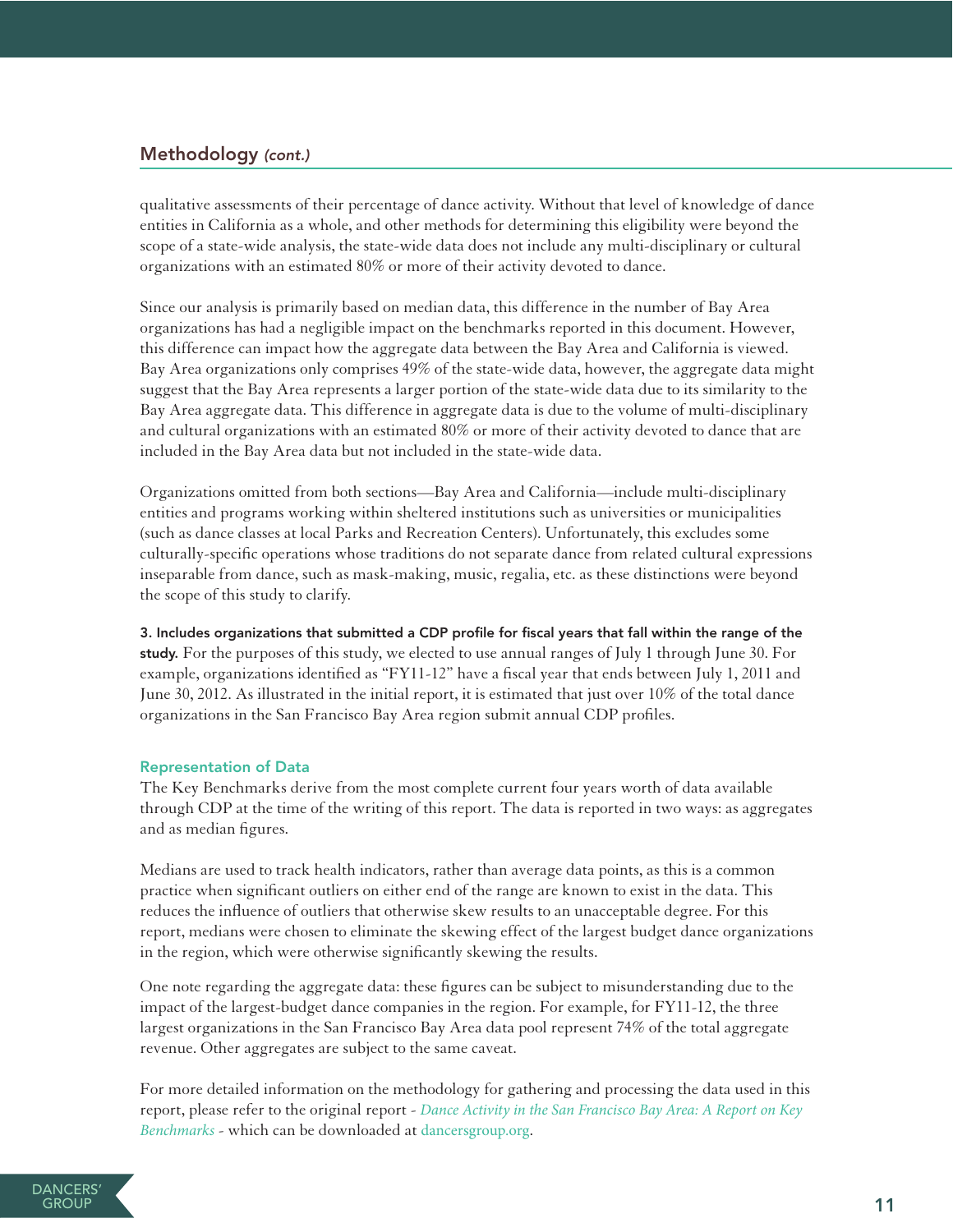## Methodology *(cont.)*

qualitative assessments of their percentage of dance activity. Without that level of knowledge of dance entities in California as a whole, and other methods for determining this eligibility were beyond the scope of a state-wide analysis, the state-wide data does not include any multi-disciplinary or cultural organizations with an estimated 80% or more of their activity devoted to dance.

Since our analysis is primarily based on median data, this difference in the number of Bay Area organizations has had a negligible impact on the benchmarks reported in this document. However, this difference can impact how the aggregate data between the Bay Area and California is viewed. Bay Area organizations only comprises 49% of the state-wide data, however, the aggregate data might suggest that the Bay Area represents a larger portion of the state-wide data due to its similarity to the Bay Area aggregate data. This difference in aggregate data is due to the volume of multi-disciplinary and cultural organizations with an estimated 80% or more of their activity devoted to dance that are included in the Bay Area data but not included in the state-wide data.

Organizations omitted from both sections—Bay Area and California—include multi-disciplinary entities and programs working within sheltered institutions such as universities or municipalities (such as dance classes at local Parks and Recreation Centers). Unfortunately, this excludes some culturally-specific operations whose traditions do not separate dance from related cultural expressions inseparable from dance, such as mask-making, music, regalia, etc. as these distinctions were beyond the scope of this study to clarify.

**3. Includes organizations that submitted a CDP profile for fiscal years that fall within the range of the study.** For the purposes of this study, we elected to use annual ranges of July 1 through June 30. For example, organizations identified as "FY11-12" have a fiscal year that ends between July 1, 2011 and June 30, 2012. As illustrated in the initial report, it is estimated that just over 10% of the total dance organizations in the San Francisco Bay Area region submit annual CDP profiles.

### Representation of Data

The Key Benchmarks derive from the most complete current four years worth of data available through CDP at the time of the writing of this report. The data is reported in two ways: as aggregates and as median figures.

Medians are used to track health indicators, rather than average data points, as this is a common practice when significant outliers on either end of the range are known to exist in the data. This reduces the influence of outliers that otherwise skew results to an unacceptable degree. For this report, medians were chosen to eliminate the skewing effect of the largest budget dance organizations in the region, which were otherwise significantly skewing the results.

One note regarding the aggregate data: these figures can be subject to misunderstanding due to the impact of the largest-budget dance companies in the region. For example, for FY11-12, the three largest organizations in the San Francisco Bay Area data pool represent 74% of the total aggregate revenue. Other aggregates are subject to the same caveat.

For more detailed information on the methodology for gathering and processing the data used in this report, please refer to the original report - *Dance Activity in the San Francisco Bay Area: A Report on Key Benchmarks* - which can be downloaded at dancersgroup.org.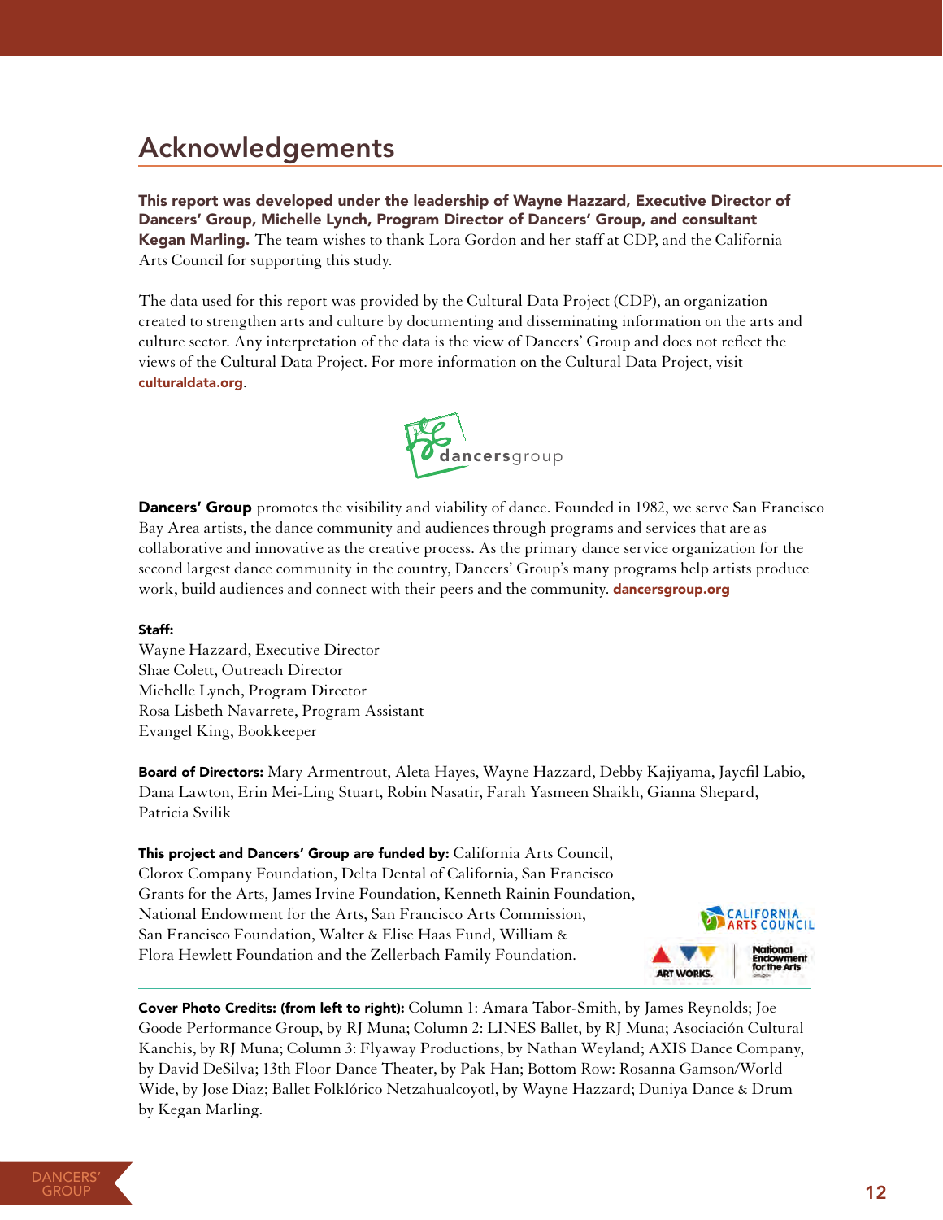# Acknowledgements

**This report was developed under the leadership of Wayne Hazzard, Executive Director of Dancers' Group, Michelle Lynch, Program Director of Dancers' Group, and consultant Kegan Marling.** The team wishes to thank Lora Gordon and her staff at CDP, and the California Arts Council for supporting this study.

The data used for this report was provided by the Cultural Data Project (CDP), an organization created to strengthen arts and culture by documenting and disseminating information on the arts and culture sector. Any interpretation of the data is the view of Dancers' Group and does not reflect the views of the Cultural Data Project. For more information on the Cultural Data Project, visit **culturaldata.org**.

**Dancers' Group** promotes the visibility and viability of dance. Founded in 1982, we serve San Francisco Bay Area artists, the dance community and audiences through programs and services that are as collaborative and innovative as the creative process. As the primary dance service organization for the second largest dance community in the country, Dancers' Group's many programs help artists produce work, build audiences and connect with their peers and the community. **dancersgroup.org**

**Staff:**
Wayne Hazzard, Executive Director
Shae Colett, Outreach Director
Michelle Lynch, Program Director
Rosa Lisbeth Navarrete, Program Assistant
Evangel King, Bookkeeper

**Board of Directors:** Mary Armentrout, Aleta Hayes, Wayne Hazzard, Debby Kajiyama, Jaycfil Labio, Dana Lawton, Erin Mei-Ling Stuart, Robin Nasatir, Farah Yasmeen Shaikh, Gianna Shepard, Patricia Svilik

**This project and Dancers' Group are funded by:** California Arts Council, Clorox Company Foundation, Delta Dental of California, San Francisco Grants for the Arts, James Irvine Foundation, Kenneth Rainin Foundation, National Endowment for the Arts, San Francisco Arts Commission, San Francisco Foundation, Walter & Elise Haas Fund, William & Flora Hewlett Foundation and the Zellerbach Family Foundation.

**Cover Photo Credits: (from left to right):** Column 1: Amara Tabor-Smith, by James Reynolds; Joe Goode Performance Group, by RJ Muna; Column 2: LINES Ballet, by RJ Muna; Asociación Cultural Kanchis, by RJ Muna; Column 3: Flyaway Productions, by Nathan Weyland; AXIS Dance Company, by David DeSilva; 13th Floor Dance Theater, by Pak Han; Bottom Row: Rosanna Gamson/World Wide, by Jose Diaz; Ballet Folklórico Netzahualcoyotl, by Wayne Hazzard; Duniya Dance & Drum by Kegan Marling.